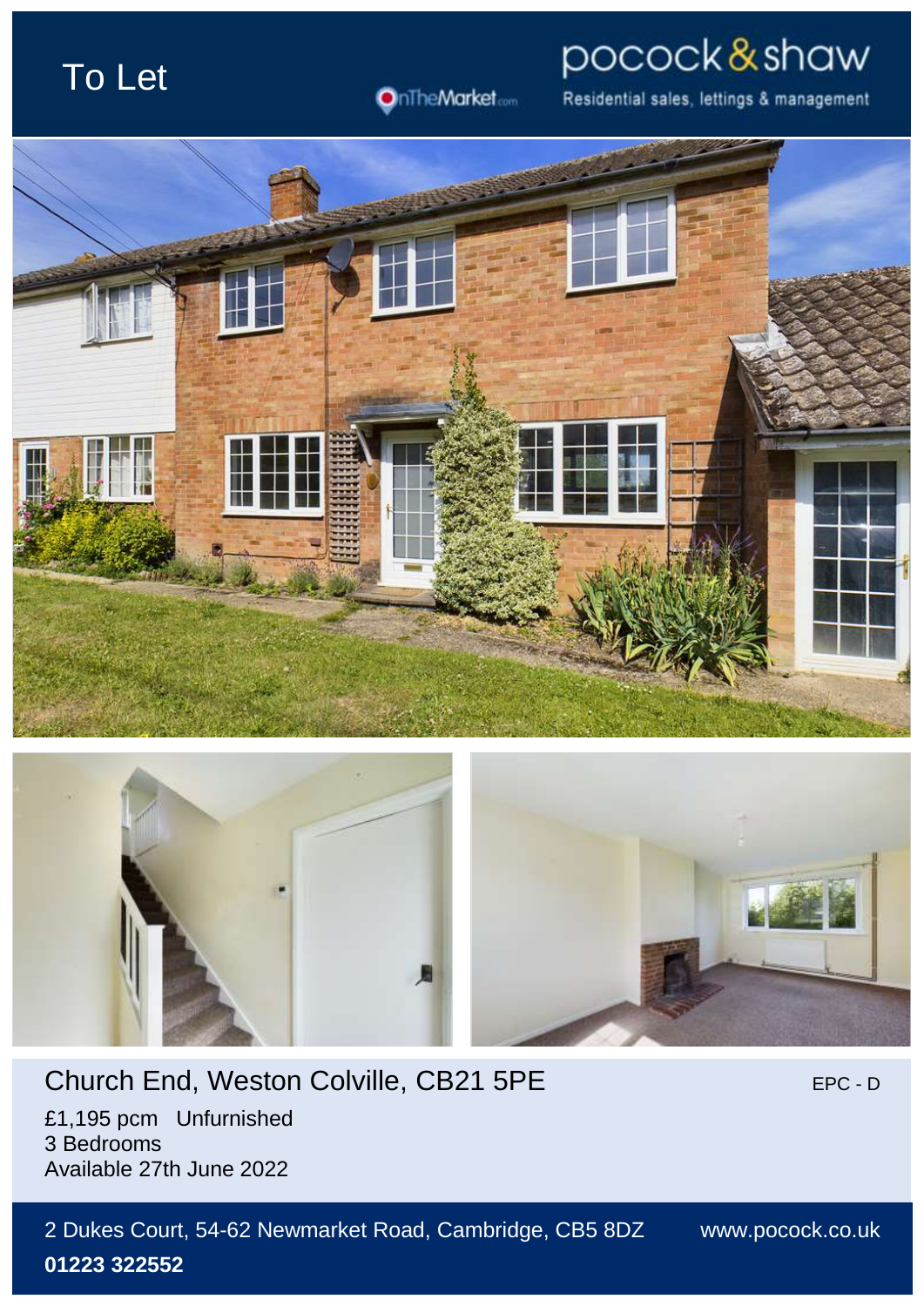# To Let

pocock & shaw

Residential sales, lettings & management

OnTheMarket.com

## Church End, Weston Colville, CB21 5PE

EPC - D

£1,195 pcm Unfurnished
3 Bedrooms
Available 27th June 2022

2 Dukes Court, 54-62 Newmarket Road, Cambridge, CB5 8DZ

www.pocock.co.uk

**01223 322552**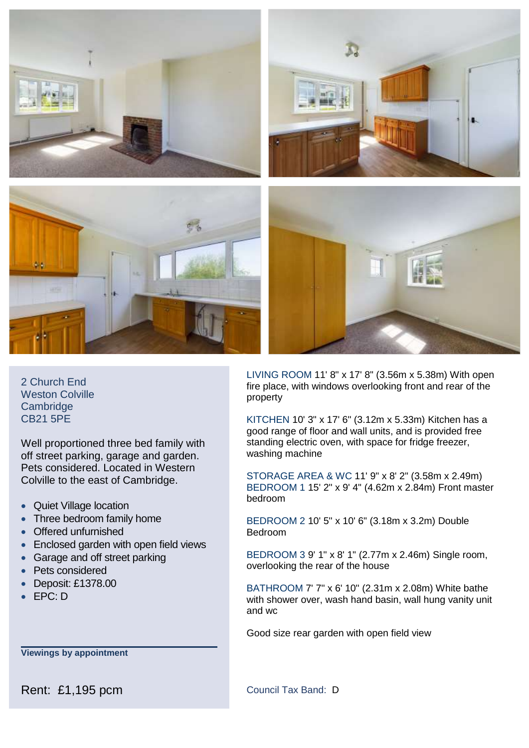2 Church End
Weston Colville
Cambridge
CB21 5PE

Well proportioned three bed family with off street parking, garage and garden. Pets considered. Located in Western Colville to the east of Cambridge.

- Quiet Village location
- Three bedroom family home
- Offered unfurnished
- Enclosed garden with open field views
- Garage and off street parking
- Pets considered
- Deposit: £1378.00
- EPC: D

**Viewings by appointment**

Rent: £1,195 pcm

LIVING ROOM 11' 8" x 17' 8" (3.56m x 5.38m) With open fire place, with windows overlooking front and rear of the property

KITCHEN 10' 3" x 17' 6" (3.12m x 5.33m) Kitchen has a good range of floor and wall units, and is provided free standing electric oven, with space for fridge freezer, washing machine

STORAGE AREA & WC 11' 9" x 8' 2" (3.58m x 2.49m)
BEDROOM 1 15' 2" x 9' 4" (4.62m x 2.84m) Front master bedroom

BEDROOM 2 10' 5" x 10' 6" (3.18m x 3.2m) Double Bedroom

BEDROOM 3 9' 1" x 8' 1" (2.77m x 2.46m) Single room, overlooking the rear of the house

BATHROOM 7' 7" x 6' 10" (2.31m x 2.08m) White bathe with shower over, wash hand basin, wall hung vanity unit and wc

Good size rear garden with open field view

Council Tax Band: D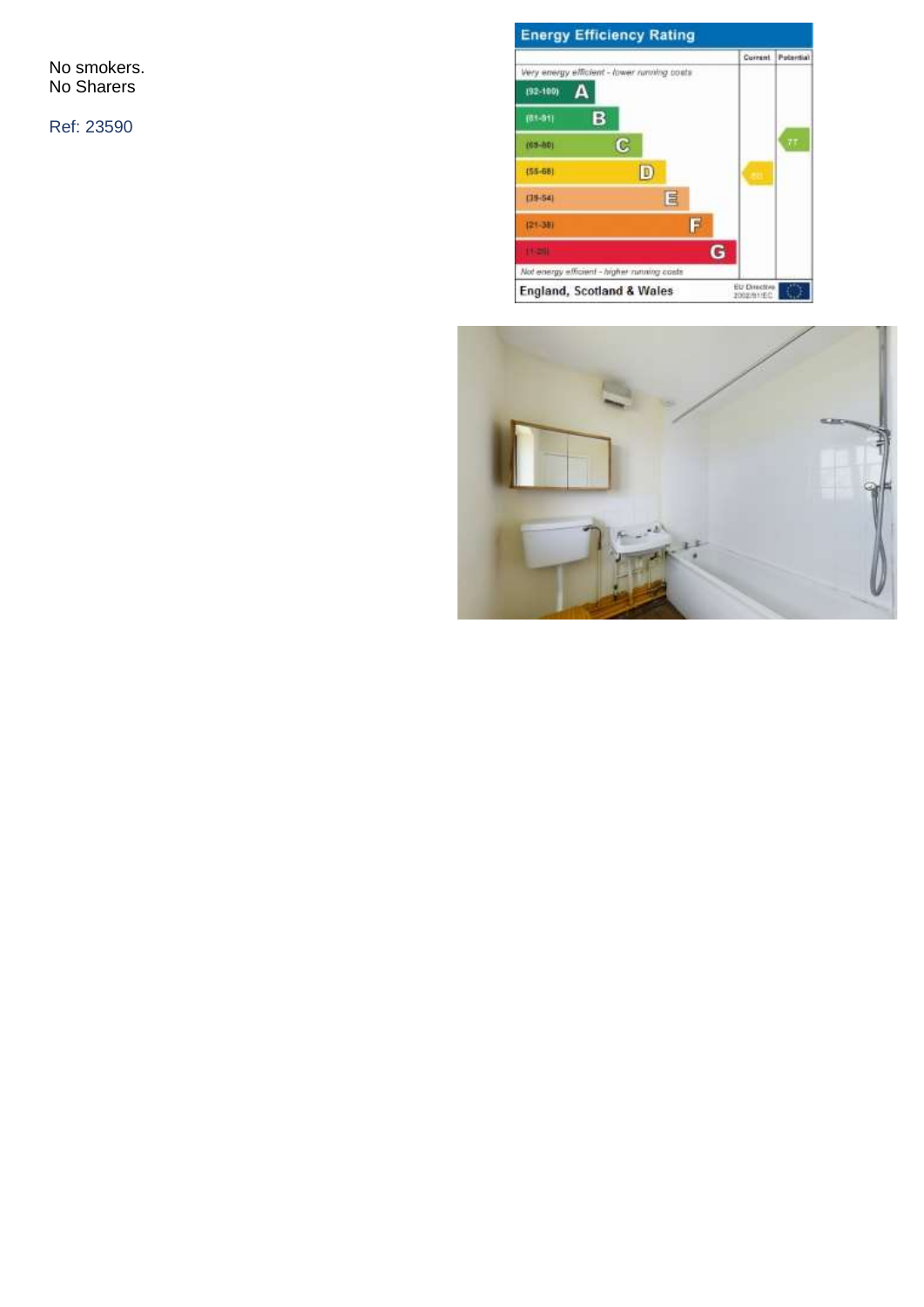No smokers.
No Sharers

Ref: 23590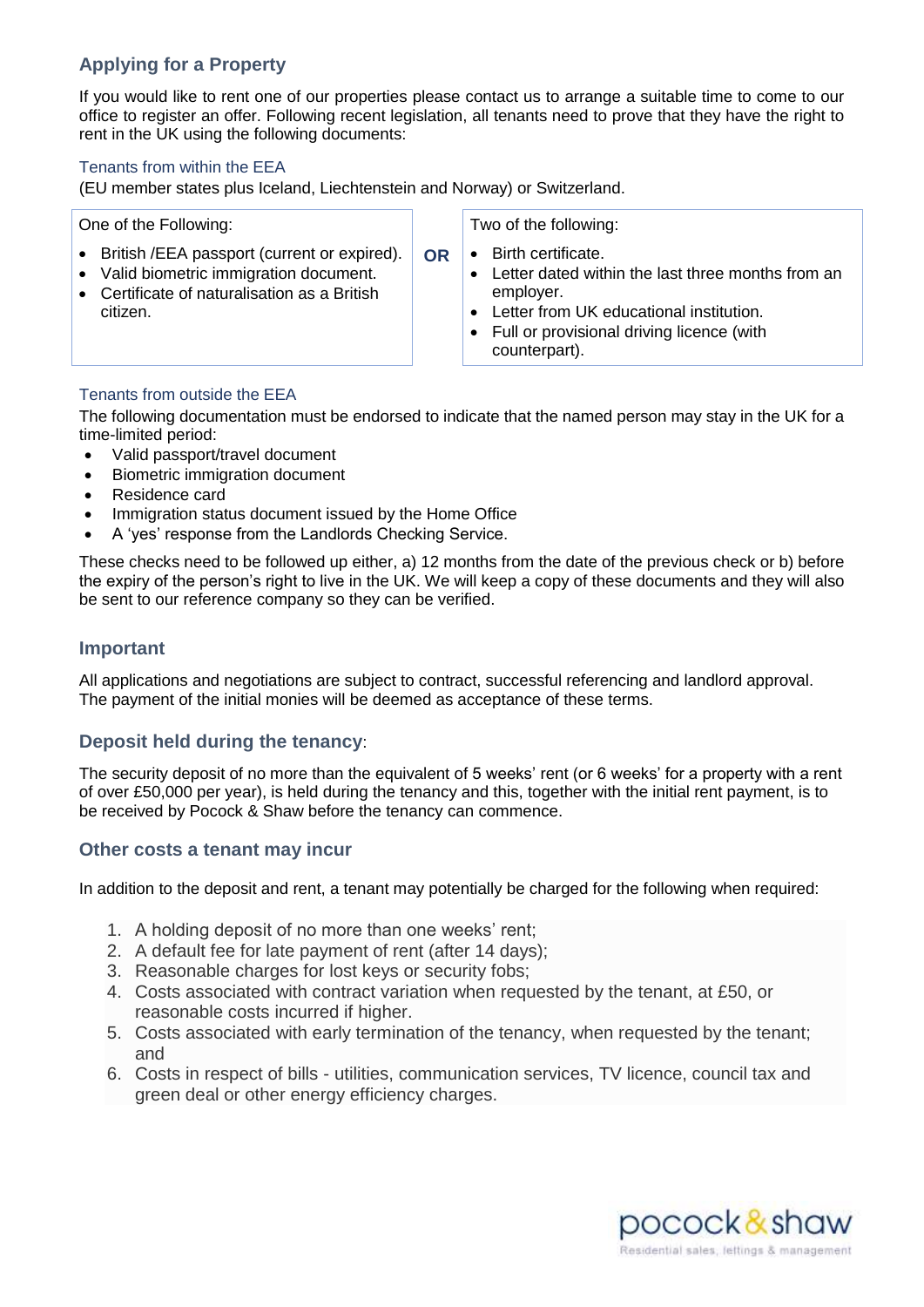## Applying for a Property

If you would like to rent one of our properties please contact us to arrange a suitable time to come to our office to register an offer. Following recent legislation, all tenants need to prove that they have the right to rent in the UK using the following documents:

### Tenants from within the EEA

(EU member states plus Iceland, Liechtenstein and Norway) or Switzerland.

| One of the Following: | | Two of the following: |
|---|---|---|
| • British /EEA passport (current or expired).<br>• Valid biometric immigration document.<br>• Certificate of naturalisation as a British citizen. | **OR** | • Birth certificate.<br>• Letter dated within the last three months from an employer.<br>• Letter from UK educational institution.<br>• Full or provisional driving licence (with counterpart). |

### Tenants from outside the EEA

The following documentation must be endorsed to indicate that the named person may stay in the UK for a time-limited period:

- Valid passport/travel document
- Biometric immigration document
- Residence card
- Immigration status document issued by the Home Office
- A 'yes' response from the Landlords Checking Service.

These checks need to be followed up either, a) 12 months from the date of the previous check or b) before the expiry of the person's right to live in the UK. We will keep a copy of these documents and they will also be sent to our reference company so they can be verified.

## Important

All applications and negotiations are subject to contract, successful referencing and landlord approval. The payment of the initial monies will be deemed as acceptance of these terms.

## Deposit held during the tenancy:

The security deposit of no more than the equivalent of 5 weeks' rent (or 6 weeks' for a property with a rent of over £50,000 per year), is held during the tenancy and this, together with the initial rent payment, is to be received by Pocock & Shaw before the tenancy can commence.

## Other costs a tenant may incur

In addition to the deposit and rent, a tenant may potentially be charged for the following when required:

1. A holding deposit of no more than one weeks' rent;
2. A default fee for late payment of rent (after 14 days);
3. Reasonable charges for lost keys or security fobs;
4. Costs associated with contract variation when requested by the tenant, at £50, or reasonable costs incurred if higher.
5. Costs associated with early termination of the tenancy, when requested by the tenant; and
6. Costs in respect of bills - utilities, communication services, TV licence, council tax and green deal or other energy efficiency charges.

pocock & shaw
Residential sales, lettings & management